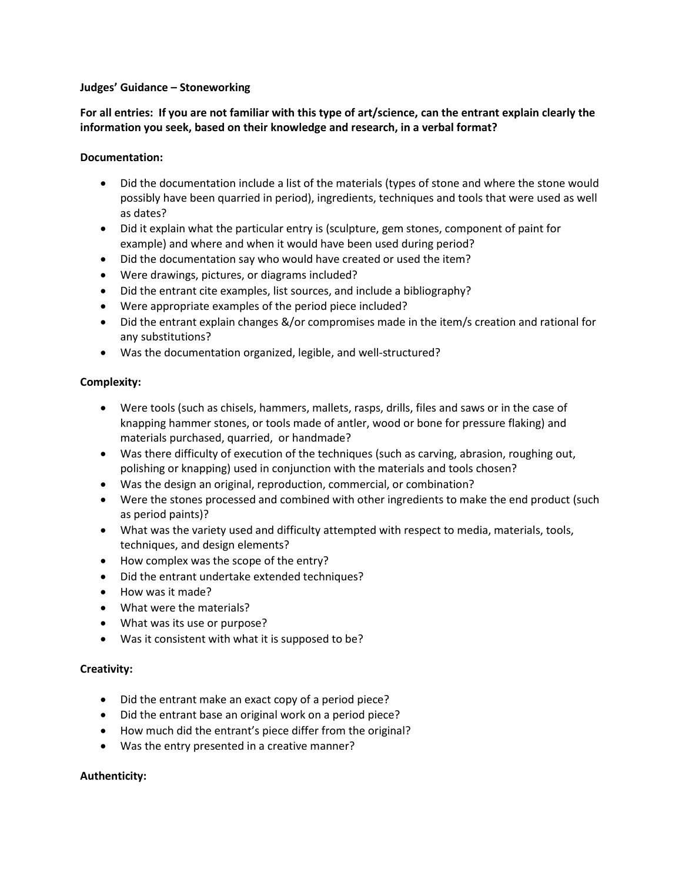**Judges' Guidance – Stoneworking**

**For all entries: If you are not familiar with this type of art/science, can the entrant explain clearly the information you seek, based on their knowledge and research, in a verbal format?**

**Documentation:**

- Did the documentation include a list of the materials (types of stone and where the stone would possibly have been quarried in period), ingredients, techniques and tools that were used as well as dates?
- Did it explain what the particular entry is (sculpture, gem stones, component of paint for example) and where and when it would have been used during period?
- Did the documentation say who would have created or used the item?
- Were drawings, pictures, or diagrams included?
- Did the entrant cite examples, list sources, and include a bibliography?
- Were appropriate examples of the period piece included?
- Did the entrant explain changes &/or compromises made in the item/s creation and rational for any substitutions?
- Was the documentation organized, legible, and well-structured?

**Complexity:**

- Were tools (such as chisels, hammers, mallets, rasps, drills, files and saws or in the case of knapping hammer stones, or tools made of antler, wood or bone for pressure flaking) and materials purchased, quarried, or handmade?
- Was there difficulty of execution of the techniques (such as carving, abrasion, roughing out, polishing or knapping) used in conjunction with the materials and tools chosen?
- Was the design an original, reproduction, commercial, or combination?
- Were the stones processed and combined with other ingredients to make the end product (such as period paints)?
- What was the variety used and difficulty attempted with respect to media, materials, tools, techniques, and design elements?
- How complex was the scope of the entry?
- Did the entrant undertake extended techniques?
- How was it made?
- What were the materials?
- What was its use or purpose?
- Was it consistent with what it is supposed to be?

**Creativity:**

- Did the entrant make an exact copy of a period piece?
- Did the entrant base an original work on a period piece?
- How much did the entrant's piece differ from the original?
- Was the entry presented in a creative manner?

**Authenticity:**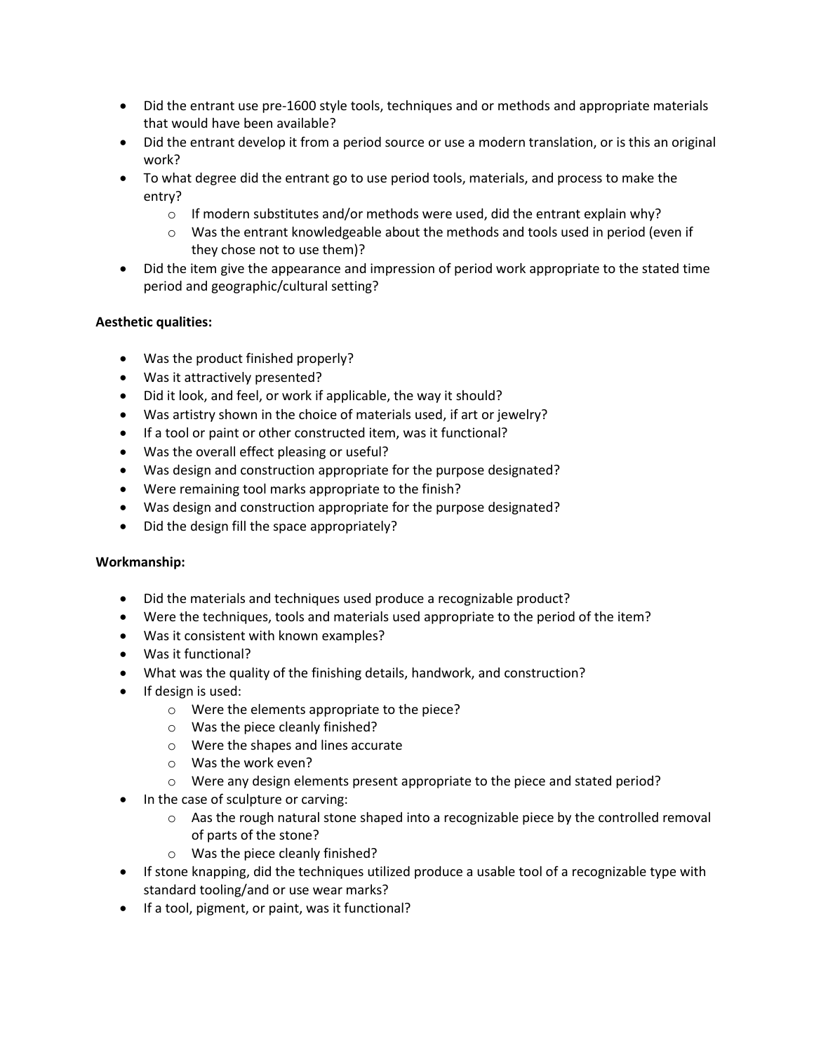- Did the entrant use pre-1600 style tools, techniques and or methods and appropriate materials that would have been available?
- Did the entrant develop it from a period source or use a modern translation, or is this an original work?
- To what degree did the entrant go to use period tools, materials, and process to make the entry?
  - If modern substitutes and/or methods were used, did the entrant explain why?
  - Was the entrant knowledgeable about the methods and tools used in period (even if they chose not to use them)?
- Did the item give the appearance and impression of period work appropriate to the stated time period and geographic/cultural setting?

**Aesthetic qualities:**

- Was the product finished properly?
- Was it attractively presented?
- Did it look, and feel, or work if applicable, the way it should?
- Was artistry shown in the choice of materials used, if art or jewelry?
- If a tool or paint or other constructed item, was it functional?
- Was the overall effect pleasing or useful?
- Was design and construction appropriate for the purpose designated?
- Were remaining tool marks appropriate to the finish?
- Was design and construction appropriate for the purpose designated?
- Did the design fill the space appropriately?

**Workmanship:**

- Did the materials and techniques used produce a recognizable product?
- Were the techniques, tools and materials used appropriate to the period of the item?
- Was it consistent with known examples?
- Was it functional?
- What was the quality of the finishing details, handwork, and construction?
- If design is used:
  - Were the elements appropriate to the piece?
  - Was the piece cleanly finished?
  - Were the shapes and lines accurate
  - Was the work even?
  - Were any design elements present appropriate to the piece and stated period?
- In the case of sculpture or carving:
  - Aas the rough natural stone shaped into a recognizable piece by the controlled removal of parts of the stone?
  - Was the piece cleanly finished?
- If stone knapping, did the techniques utilized produce a usable tool of a recognizable type with standard tooling/and or use wear marks?
- If a tool, pigment, or paint, was it functional?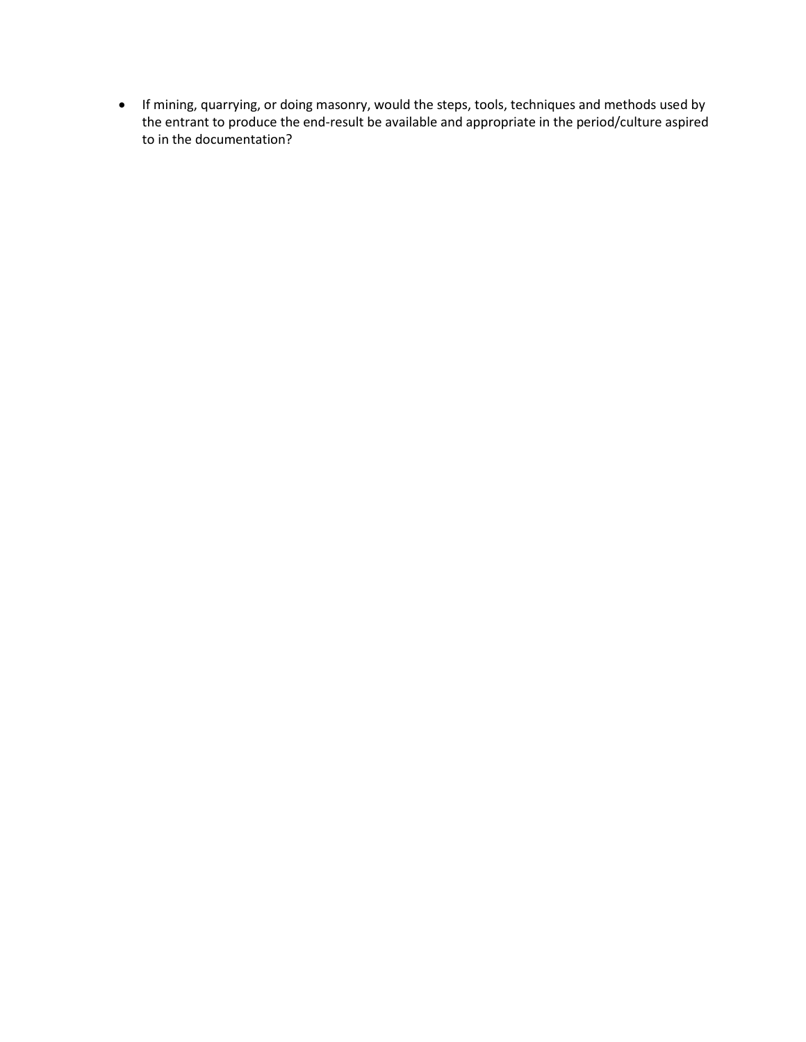- If mining, quarrying, or doing masonry, would the steps, tools, techniques and methods used by the entrant to produce the end-result be available and appropriate in the period/culture aspired to in the documentation?